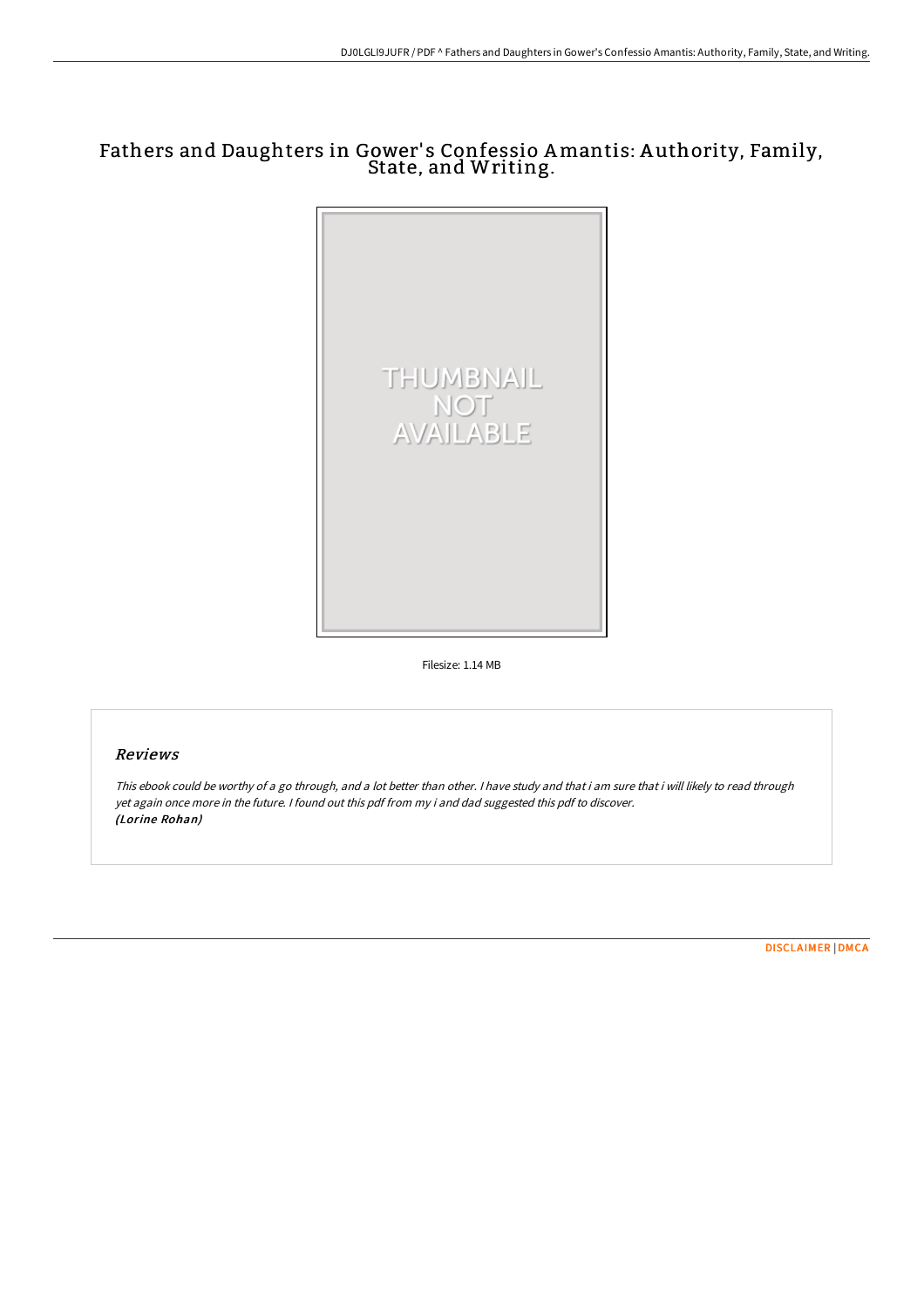# Fathers and Daughters in Gower's Confessio Amantis: Authority, Family, State, and Writing.

Filesize: 1.14 MB

## Reviews

*This ebook could be worthy of a go through, and a lot better than other. I have study and that i am sure that i will likely to read through yet again once more in the future. I found out this pdf from my i and dad suggested this pdf to discover.*
*(Lorine Rohan)*

DISCLAIMER | DMCA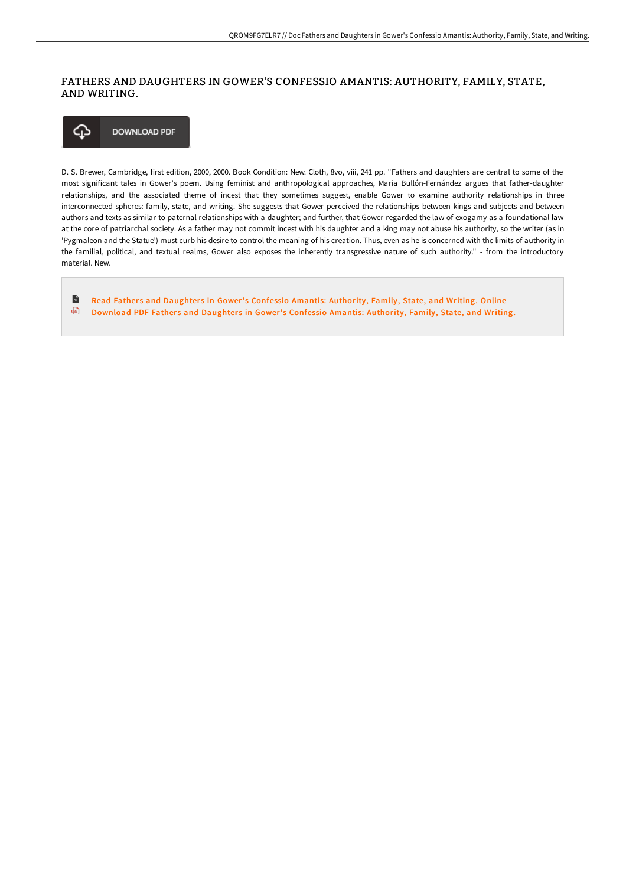# FATHERS AND DAUGHTERS IN GOWER'S CONFESSIO AMANTIS: AUTHORITY, FAMILY, STATE, AND WRITING.

DOWNLOAD PDF

D. S. Brewer, Cambridge, first edition, 2000, 2000. Book Condition: New. Cloth, 8vo, viii, 241 pp. "Fathers and daughters are central to some of the most significant tales in Gower's poem. Using feminist and anthropological approaches, Maria Bullón-Fernández argues that father-daughter relationships, and the associated theme of incest that they sometimes suggest, enable Gower to examine authority relationships in three interconnected spheres: family, state, and writing. She suggests that Gower perceived the relationships between kings and subjects and between authors and texts as similar to paternal relationships with a daughter; and further, that Gower regarded the law of exogamy as a foundational law at the core of patriarchal society. As a father may not commit incest with his daughter and a king may not abuse his authority, so the writer (as in 'Pygmaleon and the Statue') must curb his desire to control the meaning of his creation. Thus, even as he is concerned with the limits of authority in the familial, political, and textual realms, Gower also exposes the inherently transgressive nature of such authority." - from the introductory material. New.

- Read Fathers and Daughters in Gower's Confessio Amantis: Authority, Family, State, and Writing. Online
- Download PDF Fathers and Daughters in Gower's Confessio Amantis: Authority, Family, State, and Writing.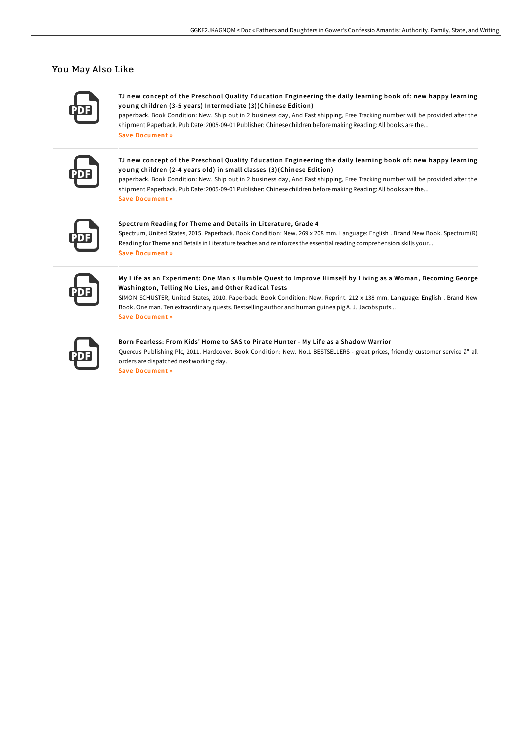## You May Also Like

**TJ new concept of the Preschool Quality Education Engineering the daily learning book of: new happy learning young children (3-5 years) Intermediate (3)(Chinese Edition)**

paperback. Book Condition: New. Ship out in 2 business day, And Fast shipping, Free Tracking number will be provided after the shipment.Paperback. Pub Date :2005-09-01 Publisher: Chinese children before making Reading: All books are the...

Save Document »

**TJ new concept of the Preschool Quality Education Engineering the daily learning book of: new happy learning young children (2-4 years old) in small classes (3)(Chinese Edition)**

paperback. Book Condition: New. Ship out in 2 business day, And Fast shipping, Free Tracking number will be provided after the shipment.Paperback. Pub Date :2005-09-01 Publisher: Chinese children before making Reading: All books are the...

Save Document »

**Spectrum Reading for Theme and Details in Literature, Grade 4**

Spectrum, United States, 2015. Paperback. Book Condition: New. 269 x 208 mm. Language: English . Brand New Book. Spectrum(R) Reading for Theme and Details in Literature teaches and reinforces the essential reading comprehension skills your...

Save Document »

**My Life as an Experiment: One Man s Humble Quest to Improve Himself by Living as a Woman, Becoming George Washington, Telling No Lies, and Other Radical Tests**

SIMON SCHUSTER, United States, 2010. Paperback. Book Condition: New. Reprint. 212 x 138 mm. Language: English . Brand New Book. One man. Ten extraordinary quests. Bestselling author and human guinea pig A. J. Jacobs puts...

Save Document »

**Born Fearless: From Kids' Home to SAS to Pirate Hunter - My Life as a Shadow Warrior**

Quercus Publishing Plc, 2011. Hardcover. Book Condition: New. No.1 BESTSELLERS - great prices, friendly customer service â" all orders are dispatched next working day.

Save Document »